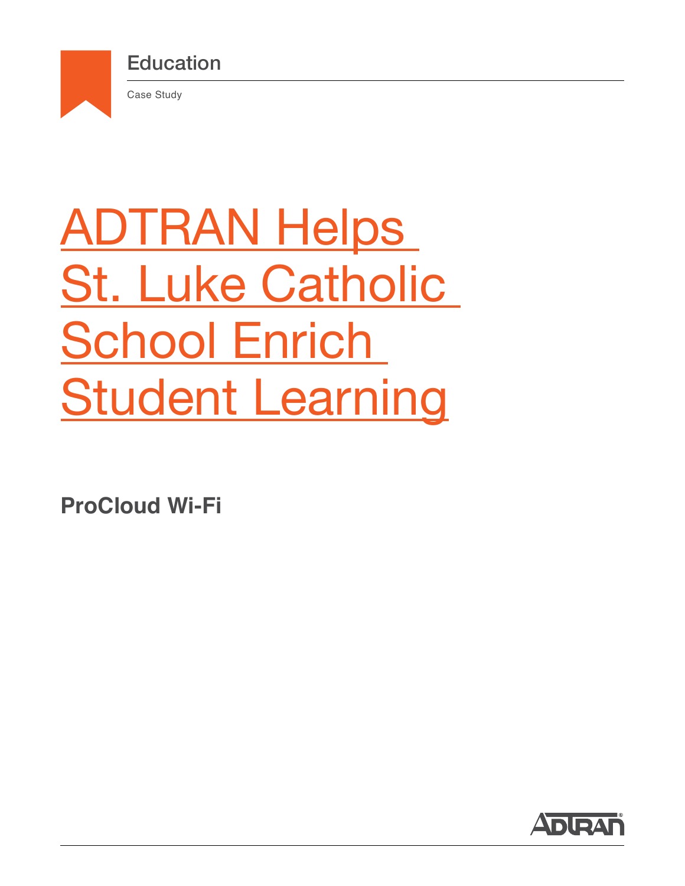Education

Case Study

# ADTRAN Helps St. Luke Catholic School Enrich Student Learning

**ProCloud Wi-Fi**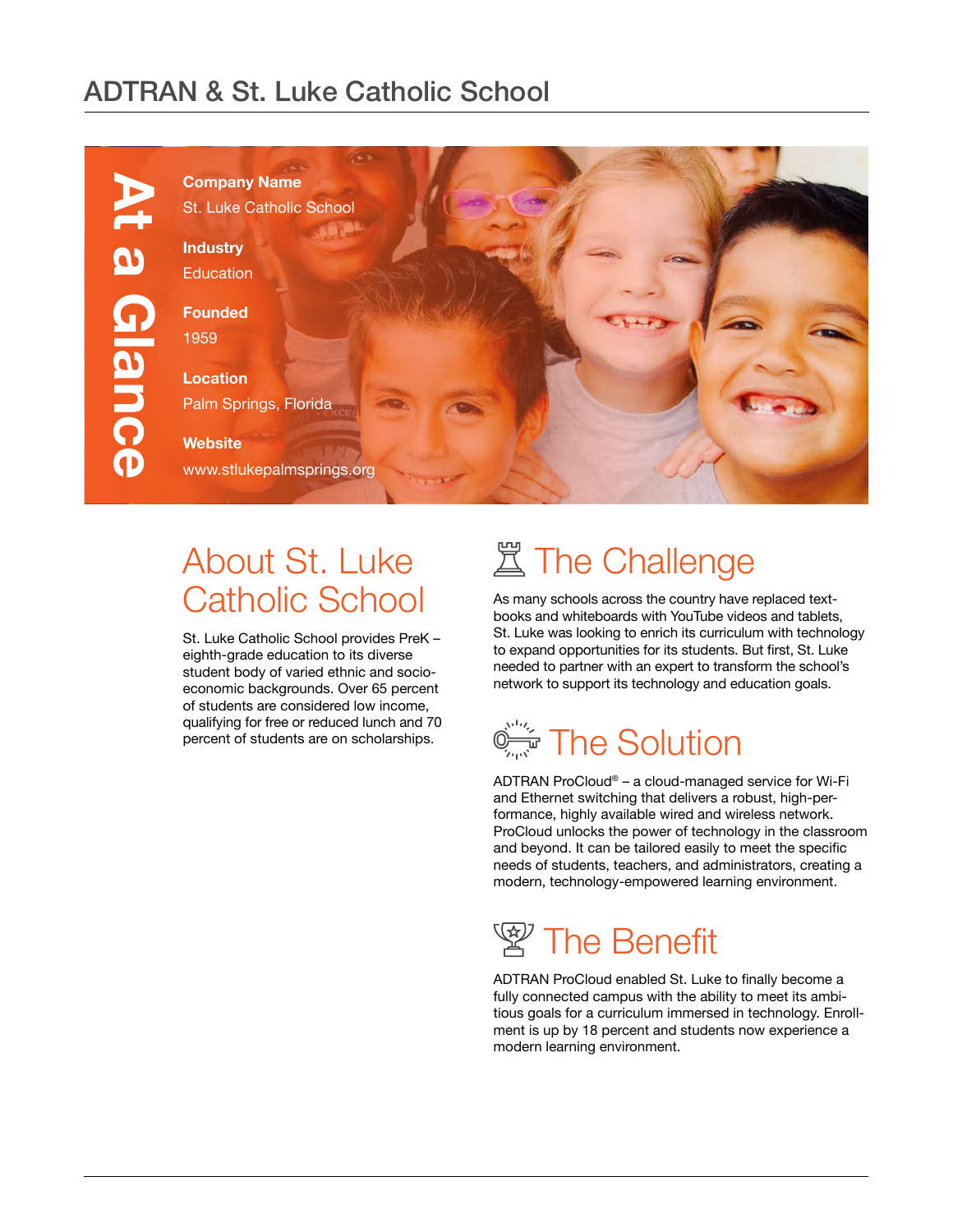# ADTRAN & St. Luke Catholic School

## At a Glance

**Company Name**
St. Luke Catholic School

**Industry**
Education

**Founded**
1959

**Location**
Palm Springs, Florida

**Website**
www.stlukepalmsprings.org

## About St. Luke Catholic School

St. Luke Catholic School provides PreK – eighth-grade education to its diverse student body of varied ethnic and socio-economic backgrounds. Over 65 percent of students are considered low income, qualifying for free or reduced lunch and 70 percent of students are on scholarships.

## The Challenge

As many schools across the country have replaced text-books and whiteboards with YouTube videos and tablets, St. Luke was looking to enrich its curriculum with technology to expand opportunities for its students. But first, St. Luke needed to partner with an expert to transform the school's network to support its technology and education goals.

## The Solution

ADTRAN ProCloud® – a cloud-managed service for Wi-Fi and Ethernet switching that delivers a robust, high-performance, highly available wired and wireless network. ProCloud unlocks the power of technology in the classroom and beyond. It can be tailored easily to meet the specific needs of students, teachers, and administrators, creating a modern, technology-empowered learning environment.

## The Benefit

ADTRAN ProCloud enabled St. Luke to finally become a fully connected campus with the ability to meet its ambitious goals for a curriculum immersed in technology. Enrollment is up by 18 percent and students now experience a modern learning environment.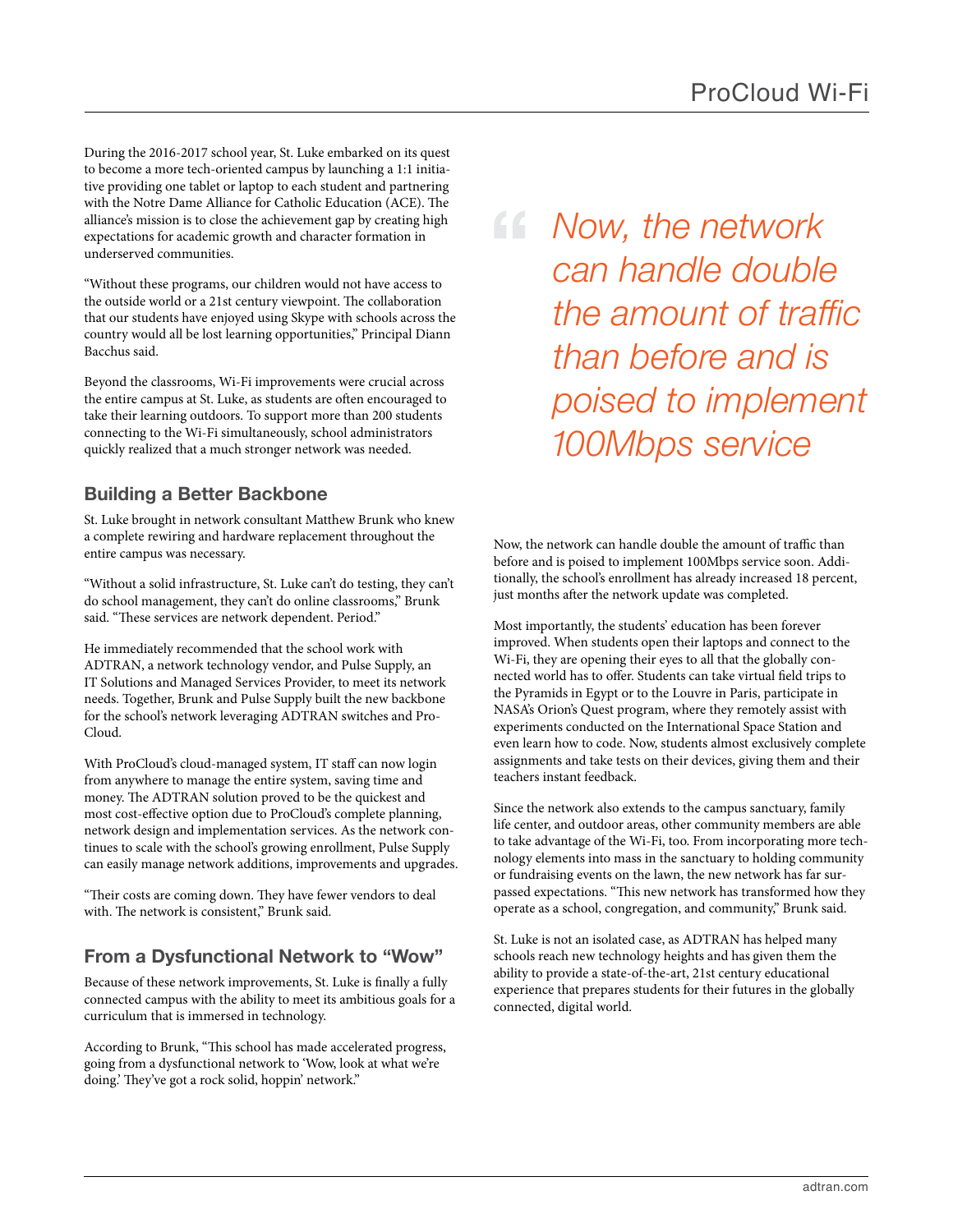During the 2016-2017 school year, St. Luke embarked on its quest to become a more tech-oriented campus by launching a 1:1 initiative providing one tablet or laptop to each student and partnering with the Notre Dame Alliance for Catholic Education (ACE). The alliance's mission is to close the achievement gap by creating high expectations for academic growth and character formation in underserved communities.

"Without these programs, our children would not have access to the outside world or a 21st century viewpoint. The collaboration that our students have enjoyed using Skype with schools across the country would all be lost learning opportunities," Principal Diann Bacchus said.

Beyond the classrooms, Wi-Fi improvements were crucial across the entire campus at St. Luke, as students are often encouraged to take their learning outdoors. To support more than 200 students connecting to the Wi-Fi simultaneously, school administrators quickly realized that a much stronger network was needed.

## Building a Better Backbone

St. Luke brought in network consultant Matthew Brunk who knew a complete rewiring and hardware replacement throughout the entire campus was necessary.

"Without a solid infrastructure, St. Luke can't do testing, they can't do school management, they can't do online classrooms," Brunk said. "These services are network dependent. Period."

He immediately recommended that the school work with ADTRAN, a network technology vendor, and Pulse Supply, an IT Solutions and Managed Services Provider, to meet its network needs. Together, Brunk and Pulse Supply built the new backbone for the school's network leveraging ADTRAN switches and ProCloud.

With ProCloud's cloud-managed system, IT staff can now login from anywhere to manage the entire system, saving time and money. The ADTRAN solution proved to be the quickest and most cost-effective option due to ProCloud's complete planning, network design and implementation services. As the network continues to scale with the school's growing enrollment, Pulse Supply can easily manage network additions, improvements and upgrades.

"Their costs are coming down. They have fewer vendors to deal with. The network is consistent," Brunk said.

## From a Dysfunctional Network to "Wow"

Because of these network improvements, St. Luke is finally a fully connected campus with the ability to meet its ambitious goals for a curriculum that is immersed in technology.

According to Brunk, "This school has made accelerated progress, going from a dysfunctional network to 'Wow, look at what we're doing.' They've got a rock solid, hoppin' network."

> *Now, the network can handle double the amount of traffic than before and is poised to implement 100Mbps service*

Now, the network can handle double the amount of traffic than before and is poised to implement 100Mbps service soon. Additionally, the school's enrollment has already increased 18 percent, just months after the network update was completed.

Most importantly, the students' education has been forever improved. When students open their laptops and connect to the Wi-Fi, they are opening their eyes to all that the globally connected world has to offer. Students can take virtual field trips to the Pyramids in Egypt or to the Louvre in Paris, participate in NASA's Orion's Quest program, where they remotely assist with experiments conducted on the International Space Station and even learn how to code. Now, students almost exclusively complete assignments and take tests on their devices, giving them and their teachers instant feedback.

Since the network also extends to the campus sanctuary, family life center, and outdoor areas, other community members are able to take advantage of the Wi-Fi, too. From incorporating more technology elements into mass in the sanctuary to holding community or fundraising events on the lawn, the new network has far surpassed expectations. "This new network has transformed how they operate as a school, congregation, and community," Brunk said.

St. Luke is not an isolated case, as ADTRAN has helped many schools reach new technology heights and has given them the ability to provide a state-of-the-art, 21st century educational experience that prepares students for their futures in the globally connected, digital world.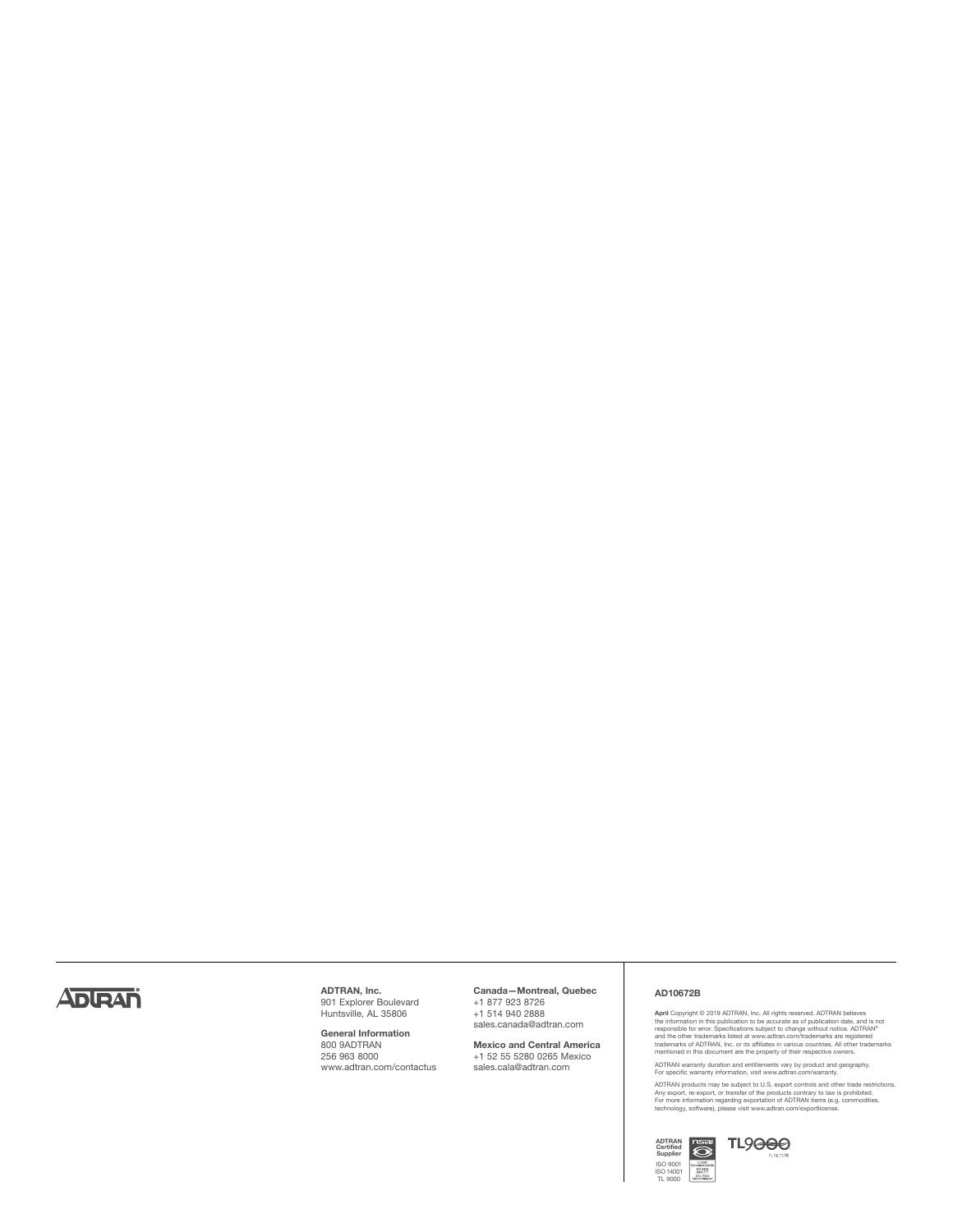ADTRAN

**ADTRAN, Inc.**
901 Explorer Boulevard
Huntsville, AL 35806

**General Information**
800 9ADTRAN
256 963 8000
www.adtran.com/contactus

**Canada—Montreal, Quebec**
+1 877 923 8726
+1 514 940 2888
sales.canada@adtran.com

**Mexico and Central America**
+1 52 55 5280 0265 Mexico
sales.cala@adtran.com

**AD10672B**

**April** Copyright © 2019 ADTRAN, Inc. All rights reserved. ADTRAN believes the information in this publication to be accurate as of publication date, and is not responsible for error. Specifications subject to change without notice. ADTRAN® and the other trademarks listed at www.adtran.com/trademarks are registered trademarks of ADTRAN, Inc. or its affiliates in various countries. All other trademarks mentioned in this document are the property of their respective owners.

ADTRAN warranty duration and entitlements vary by product and geography. For specific warranty information, visit www.adtran.com/warranty.

ADTRAN products may be subject to U.S. export controls and other trade restrictions. Any export, re-export, or transfer of the products contrary to law is prohibited. For more information regarding exportation of ADTRAN items (e.g. commodities, technology, software), please visit www.adtran.com/exportlicense.

**ADTRAN Certified Supplier**
ISO 9001
ISO 14001
TL 9000

TL9000
TL15.1270